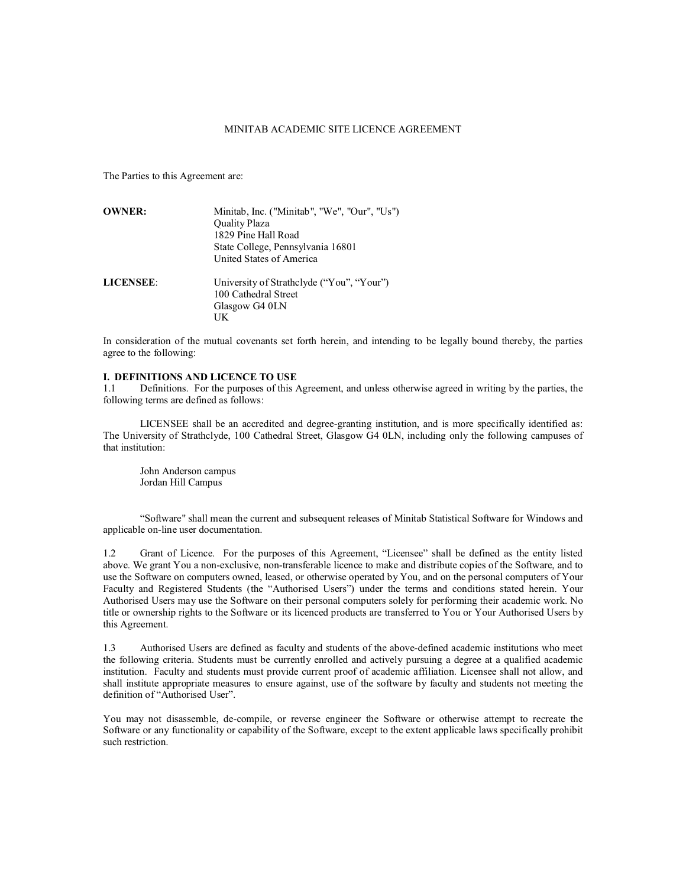# MINITAB ACADEMIC SITE LICENCE AGREEMENT

The Parties to this Agreement are:

**OWNER:**

Minitab, Inc. ("Minitab", "We", "Our", "Us")
Quality Plaza
1829 Pine Hall Road
State College, Pennsylvania 16801
United States of America

**LICENSEE**:

University of Strathclyde ("You", "Your")
100 Cathedral Street
Glasgow G4 0LN
UK

In consideration of the mutual covenants set forth herein, and intending to be legally bound thereby, the parties agree to the following:

## I. DEFINITIONS AND LICENCE TO USE

1.1 Definitions. For the purposes of this Agreement, and unless otherwise agreed in writing by the parties, the following terms are defined as follows:

LICENSEE shall be an accredited and degree-granting institution, and is more specifically identified as: The University of Strathclyde, 100 Cathedral Street, Glasgow G4 0LN, including only the following campuses of that institution:

John Anderson campus
Jordan Hill Campus

"Software" shall mean the current and subsequent releases of Minitab Statistical Software for Windows and applicable on-line user documentation.

1.2 Grant of Licence. For the purposes of this Agreement, "Licensee" shall be defined as the entity listed above. We grant You a non-exclusive, non-transferable licence to make and distribute copies of the Software, and to use the Software on computers owned, leased, or otherwise operated by You, and on the personal computers of Your Faculty and Registered Students (the "Authorised Users") under the terms and conditions stated herein. Your Authorised Users may use the Software on their personal computers solely for performing their academic work. No title or ownership rights to the Software or its licenced products are transferred to You or Your Authorised Users by this Agreement.

1.3 Authorised Users are defined as faculty and students of the above-defined academic institutions who meet the following criteria. Students must be currently enrolled and actively pursuing a degree at a qualified academic institution. Faculty and students must provide current proof of academic affiliation. Licensee shall not allow, and shall institute appropriate measures to ensure against, use of the software by faculty and students not meeting the definition of "Authorised User".

You may not disassemble, de-compile, or reverse engineer the Software or otherwise attempt to recreate the Software or any functionality or capability of the Software, except to the extent applicable laws specifically prohibit such restriction.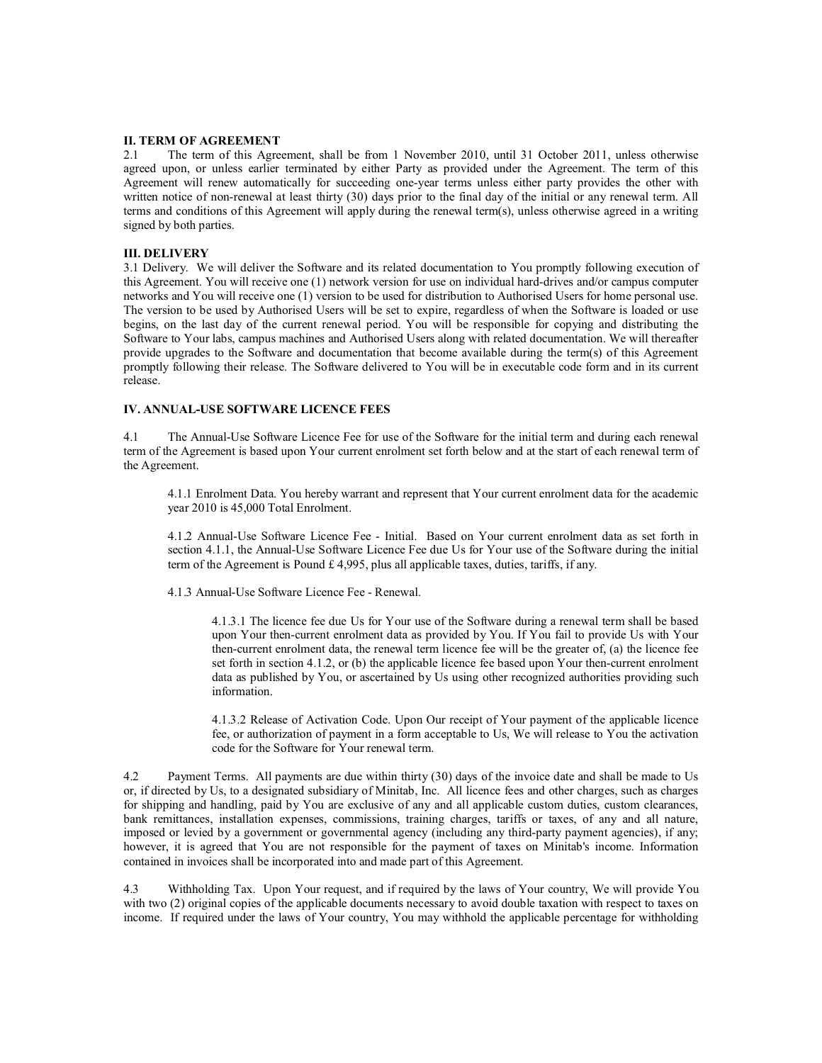## II. TERM OF AGREEMENT

2.1 The term of this Agreement, shall be from 1 November 2010, until 31 October 2011, unless otherwise agreed upon, or unless earlier terminated by either Party as provided under the Agreement. The term of this Agreement will renew automatically for succeeding one-year terms unless either party provides the other with written notice of non-renewal at least thirty (30) days prior to the final day of the initial or any renewal term. All terms and conditions of this Agreement will apply during the renewal term(s), unless otherwise agreed in a writing signed by both parties.

## III. DELIVERY

3.1 Delivery. We will deliver the Software and its related documentation to You promptly following execution of this Agreement. You will receive one (1) network version for use on individual hard-drives and/or campus computer networks and You will receive one (1) version to be used for distribution to Authorised Users for home personal use. The version to be used by Authorised Users will be set to expire, regardless of when the Software is loaded or use begins, on the last day of the current renewal period. You will be responsible for copying and distributing the Software to Your labs, campus machines and Authorised Users along with related documentation. We will thereafter provide upgrades to the Software and documentation that become available during the term(s) of this Agreement promptly following their release. The Software delivered to You will be in executable code form and in its current release.

## IV. ANNUAL-USE SOFTWARE LICENCE FEES

4.1 The Annual-Use Software Licence Fee for use of the Software for the initial term and during each renewal term of the Agreement is based upon Your current enrolment set forth below and at the start of each renewal term of the Agreement.

> 4.1.1 Enrolment Data. You hereby warrant and represent that Your current enrolment data for the academic year 2010 is 45,000 Total Enrolment.
>
> 4.1.2 Annual-Use Software Licence Fee - Initial. Based on Your current enrolment data as set forth in section 4.1.1, the Annual-Use Software Licence Fee due Us for Your use of the Software during the initial term of the Agreement is Pound £ 4,995, plus all applicable taxes, duties, tariffs, if any.
>
> 4.1.3 Annual-Use Software Licence Fee - Renewal.
>
>> 4.1.3.1 The licence fee due Us for Your use of the Software during a renewal term shall be based upon Your then-current enrolment data as provided by You. If You fail to provide Us with Your then-current enrolment data, the renewal term licence fee will be the greater of, (a) the licence fee set forth in section 4.1.2, or (b) the applicable licence fee based upon Your then-current enrolment data as published by You, or ascertained by Us using other recognized authorities providing such information.
>>
>> 4.1.3.2 Release of Activation Code. Upon Our receipt of Your payment of the applicable licence fee, or authorization of payment in a form acceptable to Us, We will release to You the activation code for the Software for Your renewal term.

4.2 Payment Terms. All payments are due within thirty (30) days of the invoice date and shall be made to Us or, if directed by Us, to a designated subsidiary of Minitab, Inc. All licence fees and other charges, such as charges for shipping and handling, paid by You are exclusive of any and all applicable custom duties, custom clearances, bank remittances, installation expenses, commissions, training charges, tariffs or taxes, of any and all nature, imposed or levied by a government or governmental agency (including any third-party payment agencies), if any; however, it is agreed that You are not responsible for the payment of taxes on Minitab's income. Information contained in invoices shall be incorporated into and made part of this Agreement.

4.3 Withholding Tax. Upon Your request, and if required by the laws of Your country, We will provide You with two (2) original copies of the applicable documents necessary to avoid double taxation with respect to taxes on income. If required under the laws of Your country, You may withhold the applicable percentage for withholding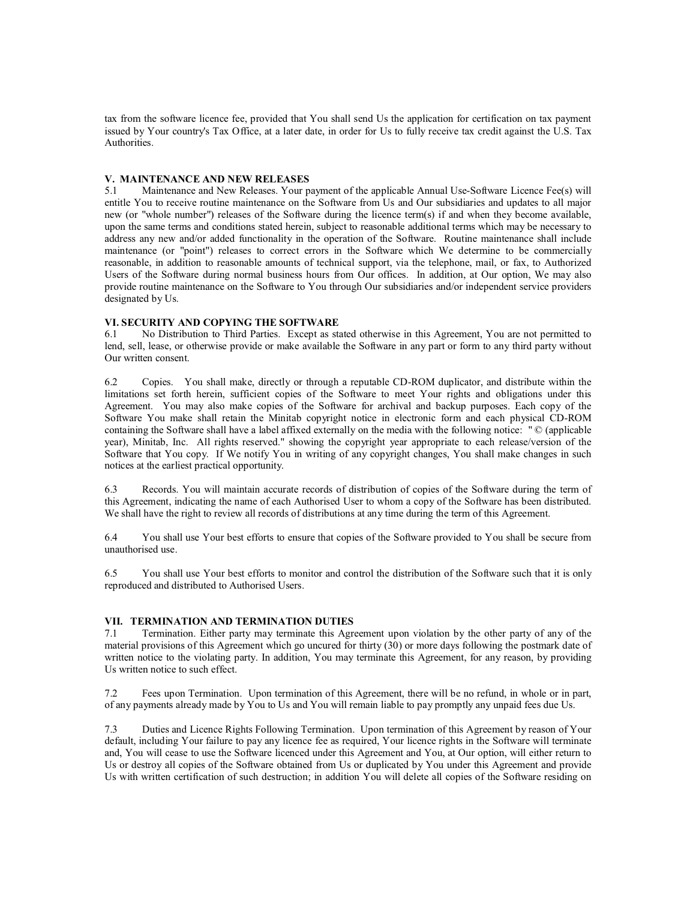tax from the software licence fee, provided that You shall send Us the application for certification on tax payment issued by Your country's Tax Office, at a later date, in order for Us to fully receive tax credit against the U.S. Tax Authorities.

## V. MAINTENANCE AND NEW RELEASES

5.1 Maintenance and New Releases. Your payment of the applicable Annual Use-Software Licence Fee(s) will entitle You to receive routine maintenance on the Software from Us and Our subsidiaries and updates to all major new (or "whole number") releases of the Software during the licence term(s) if and when they become available, upon the same terms and conditions stated herein, subject to reasonable additional terms which may be necessary to address any new and/or added functionality in the operation of the Software. Routine maintenance shall include maintenance (or "point") releases to correct errors in the Software which We determine to be commercially reasonable, in addition to reasonable amounts of technical support, via the telephone, mail, or fax, to Authorized Users of the Software during normal business hours from Our offices. In addition, at Our option, We may also provide routine maintenance on the Software to You through Our subsidiaries and/or independent service providers designated by Us.

## VI. SECURITY AND COPYING THE SOFTWARE

6.1 No Distribution to Third Parties. Except as stated otherwise in this Agreement, You are not permitted to lend, sell, lease, or otherwise provide or make available the Software in any part or form to any third party without Our written consent.

6.2 Copies. You shall make, directly or through a reputable CD-ROM duplicator, and distribute within the limitations set forth herein, sufficient copies of the Software to meet Your rights and obligations under this Agreement. You may also make copies of the Software for archival and backup purposes. Each copy of the Software You make shall retain the Minitab copyright notice in electronic form and each physical CD-ROM containing the Software shall have a label affixed externally on the media with the following notice: " © (applicable year), Minitab, Inc. All rights reserved." showing the copyright year appropriate to each release/version of the Software that You copy. If We notify You in writing of any copyright changes, You shall make changes in such notices at the earliest practical opportunity.

6.3 Records. You will maintain accurate records of distribution of copies of the Software during the term of this Agreement, indicating the name of each Authorised User to whom a copy of the Software has been distributed. We shall have the right to review all records of distributions at any time during the term of this Agreement.

6.4 You shall use Your best efforts to ensure that copies of the Software provided to You shall be secure from unauthorised use.

6.5 You shall use Your best efforts to monitor and control the distribution of the Software such that it is only reproduced and distributed to Authorised Users.

## VII. TERMINATION AND TERMINATION DUTIES

7.1 Termination. Either party may terminate this Agreement upon violation by the other party of any of the material provisions of this Agreement which go uncured for thirty (30) or more days following the postmark date of written notice to the violating party. In addition, You may terminate this Agreement, for any reason, by providing Us written notice to such effect.

7.2 Fees upon Termination. Upon termination of this Agreement, there will be no refund, in whole or in part, of any payments already made by You to Us and You will remain liable to pay promptly any unpaid fees due Us.

7.3 Duties and Licence Rights Following Termination. Upon termination of this Agreement by reason of Your default, including Your failure to pay any licence fee as required, Your licence rights in the Software will terminate and, You will cease to use the Software licenced under this Agreement and You, at Our option, will either return to Us or destroy all copies of the Software obtained from Us or duplicated by You under this Agreement and provide Us with written certification of such destruction; in addition You will delete all copies of the Software residing on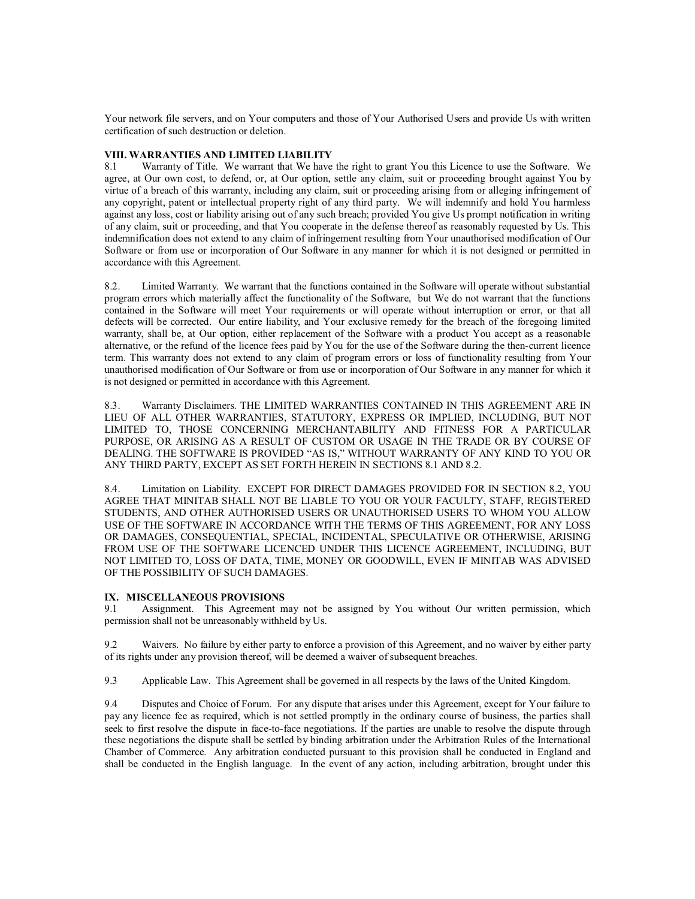Your network file servers, and on Your computers and those of Your Authorised Users and provide Us with written certification of such destruction or deletion.

## VIII. WARRANTIES AND LIMITED LIABILITY

8.1 Warranty of Title. We warrant that We have the right to grant You this Licence to use the Software. We agree, at Our own cost, to defend, or, at Our option, settle any claim, suit or proceeding brought against You by virtue of a breach of this warranty, including any claim, suit or proceeding arising from or alleging infringement of any copyright, patent or intellectual property right of any third party. We will indemnify and hold You harmless against any loss, cost or liability arising out of any such breach; provided You give Us prompt notification in writing of any claim, suit or proceeding, and that You cooperate in the defense thereof as reasonably requested by Us. This indemnification does not extend to any claim of infringement resulting from Your unauthorised modification of Our Software or from use or incorporation of Our Software in any manner for which it is not designed or permitted in accordance with this Agreement.

8.2. Limited Warranty. We warrant that the functions contained in the Software will operate without substantial program errors which materially affect the functionality of the Software, but We do not warrant that the functions contained in the Software will meet Your requirements or will operate without interruption or error, or that all defects will be corrected. Our entire liability, and Your exclusive remedy for the breach of the foregoing limited warranty, shall be, at Our option, either replacement of the Software with a product You accept as a reasonable alternative, or the refund of the licence fees paid by You for the use of the Software during the then-current licence term. This warranty does not extend to any claim of program errors or loss of functionality resulting from Your unauthorised modification of Our Software or from use or incorporation of Our Software in any manner for which it is not designed or permitted in accordance with this Agreement.

8.3. Warranty Disclaimers. THE LIMITED WARRANTIES CONTAINED IN THIS AGREEMENT ARE IN LIEU OF ALL OTHER WARRANTIES, STATUTORY, EXPRESS OR IMPLIED, INCLUDING, BUT NOT LIMITED TO, THOSE CONCERNING MERCHANTABILITY AND FITNESS FOR A PARTICULAR PURPOSE, OR ARISING AS A RESULT OF CUSTOM OR USAGE IN THE TRADE OR BY COURSE OF DEALING. THE SOFTWARE IS PROVIDED "AS IS," WITHOUT WARRANTY OF ANY KIND TO YOU OR ANY THIRD PARTY, EXCEPT AS SET FORTH HEREIN IN SECTIONS 8.1 AND 8.2.

8.4. Limitation on Liability. EXCEPT FOR DIRECT DAMAGES PROVIDED FOR IN SECTION 8.2, YOU AGREE THAT MINITAB SHALL NOT BE LIABLE TO YOU OR YOUR FACULTY, STAFF, REGISTERED STUDENTS, AND OTHER AUTHORISED USERS OR UNAUTHORISED USERS TO WHOM YOU ALLOW USE OF THE SOFTWARE IN ACCORDANCE WITH THE TERMS OF THIS AGREEMENT, FOR ANY LOSS OR DAMAGES, CONSEQUENTIAL, SPECIAL, INCIDENTAL, SPECULATIVE OR OTHERWISE, ARISING FROM USE OF THE SOFTWARE LICENCED UNDER THIS LICENCE AGREEMENT, INCLUDING, BUT NOT LIMITED TO, LOSS OF DATA, TIME, MONEY OR GOODWILL, EVEN IF MINITAB WAS ADVISED OF THE POSSIBILITY OF SUCH DAMAGES.

## IX. MISCELLANEOUS PROVISIONS

9.1 Assignment. This Agreement may not be assigned by You without Our written permission, which permission shall not be unreasonably withheld by Us.

9.2 Waivers. No failure by either party to enforce a provision of this Agreement, and no waiver by either party of its rights under any provision thereof, will be deemed a waiver of subsequent breaches.

9.3 Applicable Law. This Agreement shall be governed in all respects by the laws of the United Kingdom.

9.4 Disputes and Choice of Forum. For any dispute that arises under this Agreement, except for Your failure to pay any licence fee as required, which is not settled promptly in the ordinary course of business, the parties shall seek to first resolve the dispute in face-to-face negotiations. If the parties are unable to resolve the dispute through these negotiations the dispute shall be settled by binding arbitration under the Arbitration Rules of the International Chamber of Commerce. Any arbitration conducted pursuant to this provision shall be conducted in England and shall be conducted in the English language. In the event of any action, including arbitration, brought under this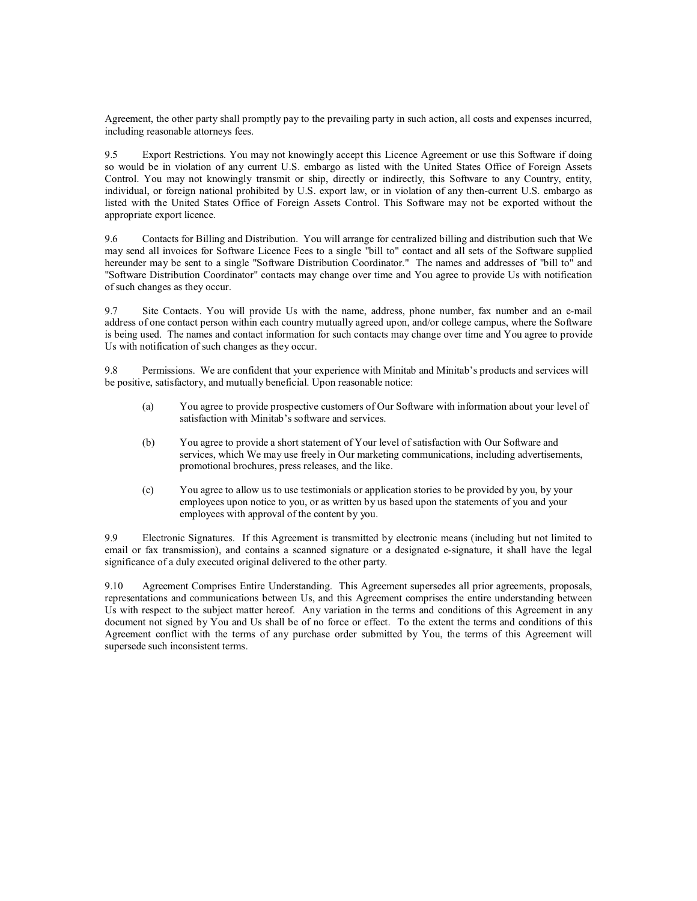Agreement, the other party shall promptly pay to the prevailing party in such action, all costs and expenses incurred, including reasonable attorneys fees.

9.5 Export Restrictions. You may not knowingly accept this Licence Agreement or use this Software if doing so would be in violation of any current U.S. embargo as listed with the United States Office of Foreign Assets Control. You may not knowingly transmit or ship, directly or indirectly, this Software to any Country, entity, individual, or foreign national prohibited by U.S. export law, or in violation of any then-current U.S. embargo as listed with the United States Office of Foreign Assets Control. This Software may not be exported without the appropriate export licence.

9.6 Contacts for Billing and Distribution. You will arrange for centralized billing and distribution such that We may send all invoices for Software Licence Fees to a single "bill to" contact and all sets of the Software supplied hereunder may be sent to a single "Software Distribution Coordinator." The names and addresses of "bill to" and "Software Distribution Coordinator" contacts may change over time and You agree to provide Us with notification of such changes as they occur.

9.7 Site Contacts. You will provide Us with the name, address, phone number, fax number and an e-mail address of one contact person within each country mutually agreed upon, and/or college campus, where the Software is being used. The names and contact information for such contacts may change over time and You agree to provide Us with notification of such changes as they occur.

9.8 Permissions. We are confident that your experience with Minitab and Minitab's products and services will be positive, satisfactory, and mutually beneficial. Upon reasonable notice:

(a) You agree to provide prospective customers of Our Software with information about your level of satisfaction with Minitab's software and services.

(b) You agree to provide a short statement of Your level of satisfaction with Our Software and services, which We may use freely in Our marketing communications, including advertisements, promotional brochures, press releases, and the like.

(c) You agree to allow us to use testimonials or application stories to be provided by you, by your employees upon notice to you, or as written by us based upon the statements of you and your employees with approval of the content by you.

9.9 Electronic Signatures. If this Agreement is transmitted by electronic means (including but not limited to email or fax transmission), and contains a scanned signature or a designated e-signature, it shall have the legal significance of a duly executed original delivered to the other party.

9.10 Agreement Comprises Entire Understanding. This Agreement supersedes all prior agreements, proposals, representations and communications between Us, and this Agreement comprises the entire understanding between Us with respect to the subject matter hereof. Any variation in the terms and conditions of this Agreement in any document not signed by You and Us shall be of no force or effect. To the extent the terms and conditions of this Agreement conflict with the terms of any purchase order submitted by You, the terms of this Agreement will supersede such inconsistent terms.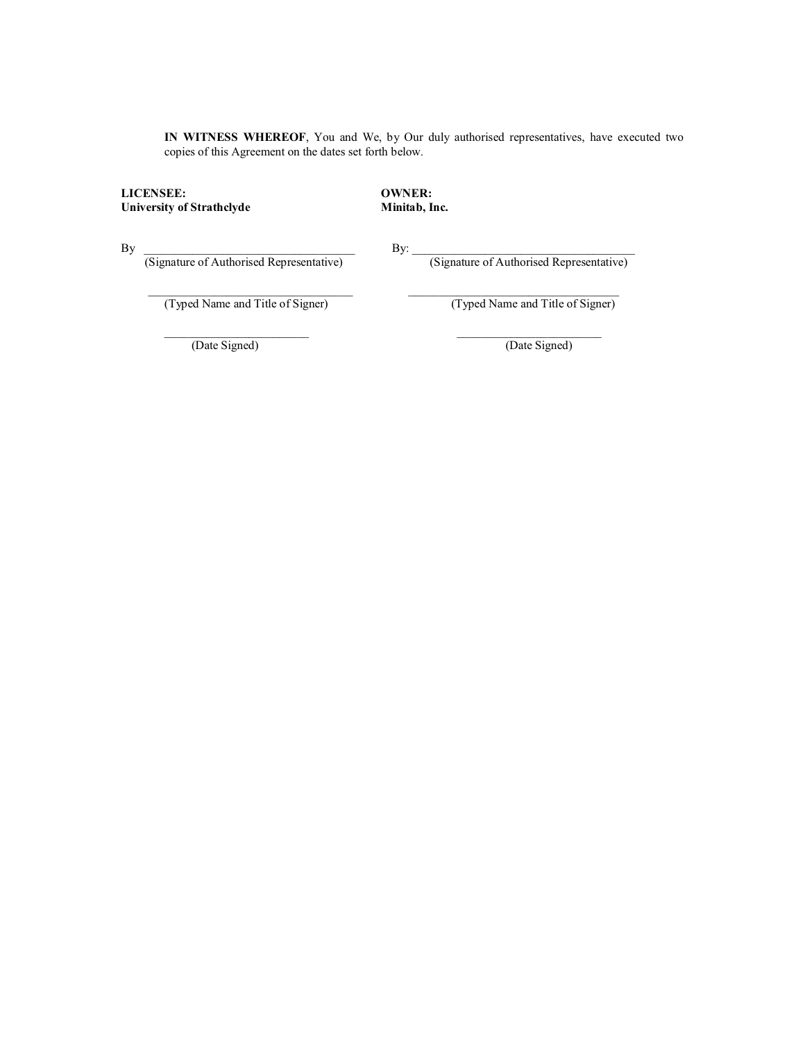**IN WITNESS WHEREOF**, You and We, by Our duly authorised representatives, have executed two copies of this Agreement on the dates set forth below.

| | |
|---|---|
| **LICENSEE:** | **OWNER:** |
| **University of Strathclyde** | **Minitab, Inc.** |
| By ____________________________________ | By: ______________________________________ |
| (Signature of Authorised Representative) | (Signature of Authorised Representative) |
| ____________________________________ | ____________________________________ |
| (Typed Name and Title of Signer) | (Typed Name and Title of Signer) |
| ________________________ | ________________________ |
| (Date Signed) | (Date Signed) |